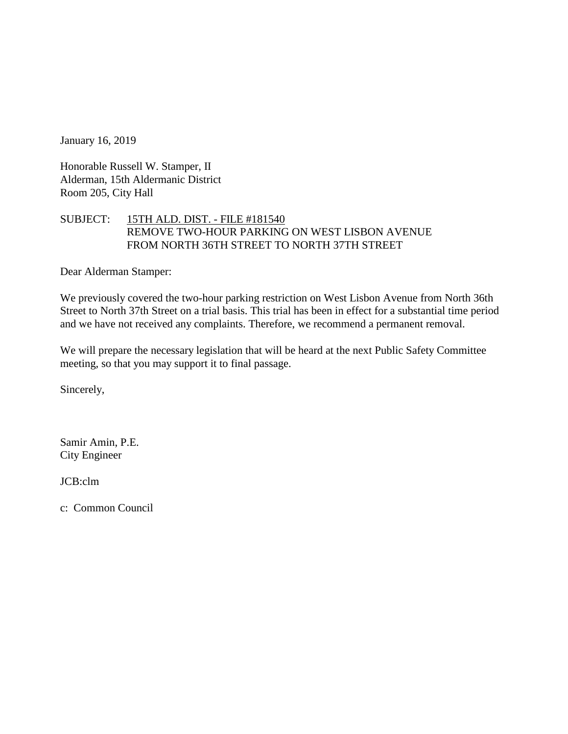January 16, 2019

Honorable Russell W. Stamper, II
Alderman, 15th Aldermanic District
Room 205, City Hall

SUBJECT: 15TH ALD. DIST. - FILE #181540
REMOVE TWO-HOUR PARKING ON WEST LISBON AVENUE
FROM NORTH 36TH STREET TO NORTH 37TH STREET

Dear Alderman Stamper:

We previously covered the two-hour parking restriction on West Lisbon Avenue from North 36th Street to North 37th Street on a trial basis. This trial has been in effect for a substantial time period and we have not received any complaints. Therefore, we recommend a permanent removal.

We will prepare the necessary legislation that will be heard at the next Public Safety Committee meeting, so that you may support it to final passage.

Sincerely,

Samir Amin, P.E.
City Engineer

JCB:clm

c: Common Council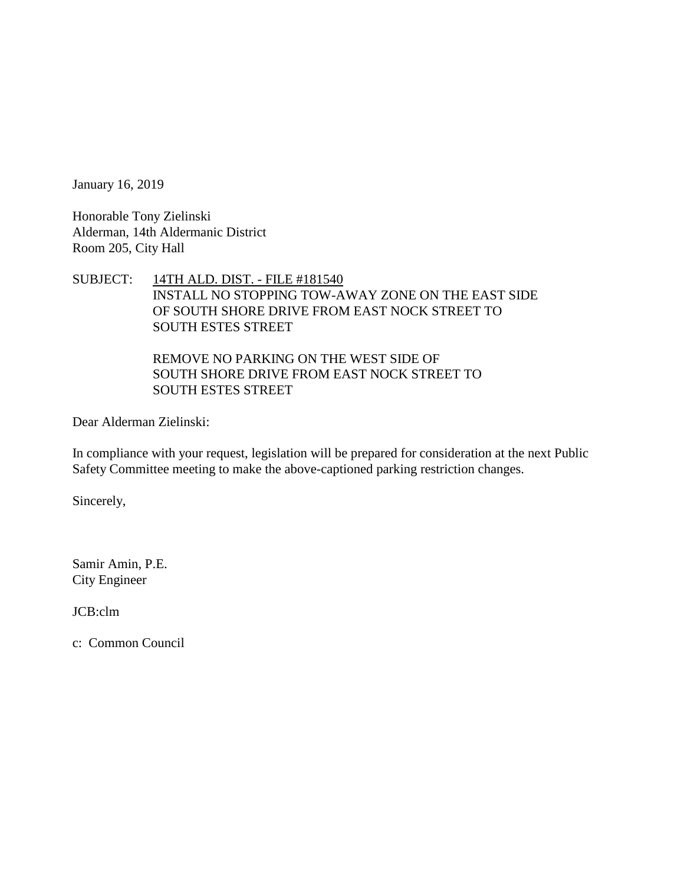January 16, 2019

Honorable Tony Zielinski
Alderman, 14th Aldermanic District
Room 205, City Hall

SUBJECT: 14TH ALD. DIST. - FILE #181540
INSTALL NO STOPPING TOW-AWAY ZONE ON THE EAST SIDE OF SOUTH SHORE DRIVE FROM EAST NOCK STREET TO SOUTH ESTES STREET

REMOVE NO PARKING ON THE WEST SIDE OF SOUTH SHORE DRIVE FROM EAST NOCK STREET TO SOUTH ESTES STREET

Dear Alderman Zielinski:

In compliance with your request, legislation will be prepared for consideration at the next Public Safety Committee meeting to make the above-captioned parking restriction changes.

Sincerely,

Samir Amin, P.E.
City Engineer

JCB:clm

c: Common Council